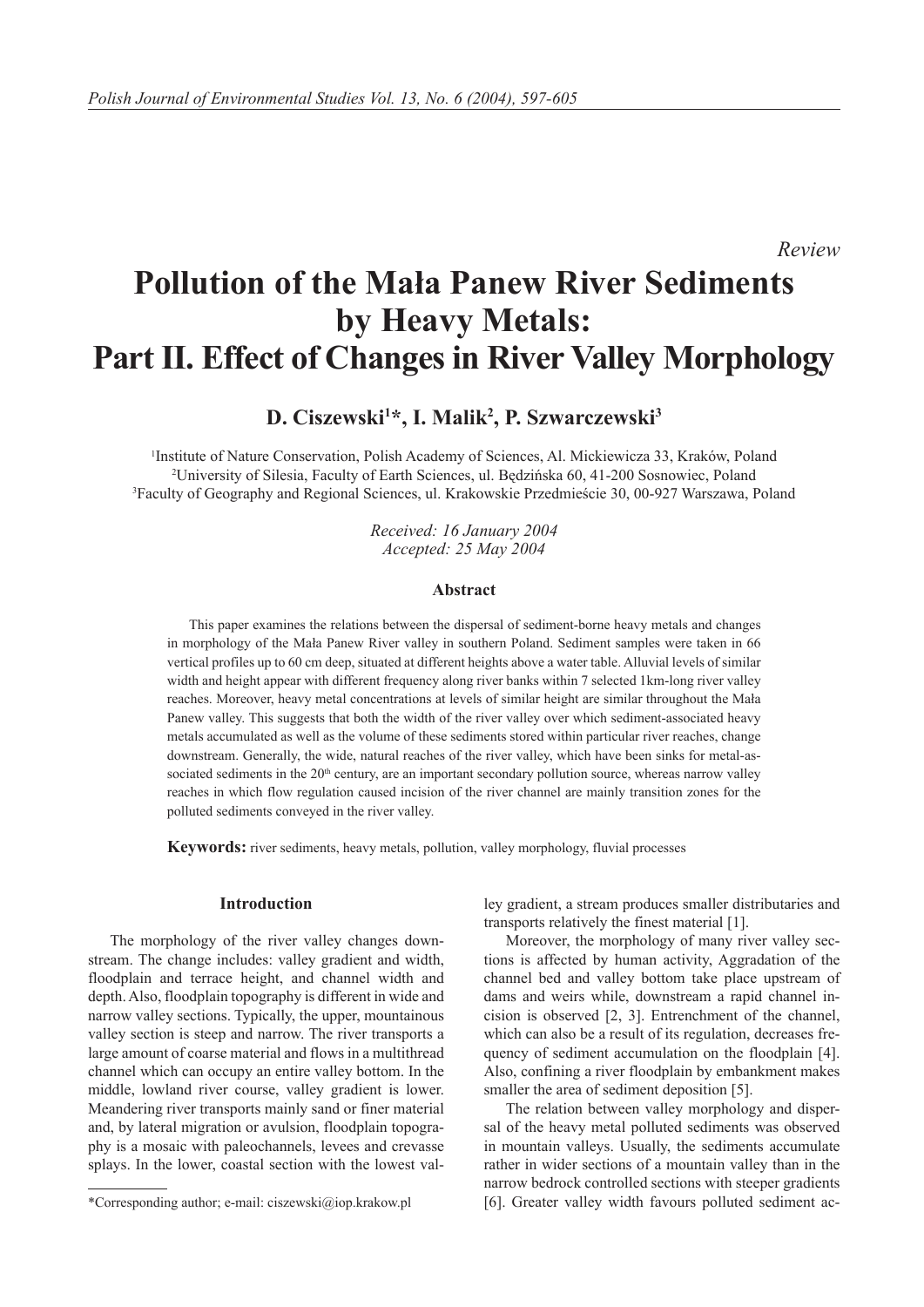*Review*

# Pollution of the Mała Panew River Sediments by Heavy Metals: Part II. Effect of Changes in River Valley Morphology

**D. Ciszewski[1]*, I. Malik[2], P. Szwarczewski[3]**

[1]Institute of Nature Conservation, Polish Academy of Sciences, Al. Mickiewicza 33, Kraków, Poland
[2]University of Silesia, Faculty of Earth Sciences, ul. Będzińska 60, 41-200 Sosnowiec, Poland
[3]Faculty of Geography and Regional Sciences, ul. Krakowskie Przedmieście 30, 00-927 Warszawa, Poland

*Received: 16 January 2004*
*Accepted: 25 May 2004*

### Abstract

This paper examines the relations between the dispersal of sediment-borne heavy metals and changes in morphology of the Mała Panew River valley in southern Poland. Sediment samples were taken in 66 vertical profiles up to 60 cm deep, situated at different heights above a water table. Alluvial levels of similar width and height appear with different frequency along river banks within 7 selected 1km-long river valley reaches. Moreover, heavy metal concentrations at levels of similar height are similar throughout the Mała Panew valley. This suggests that both the width of the river valley over which sediment-associated heavy metals accumulated as well as the volume of these sediments stored within particular river reaches, change downstream. Generally, the wide, natural reaches of the river valley, which have been sinks for metal-associated sediments in the 20th century, are an important secondary pollution source, whereas narrow valley reaches in which flow regulation caused incision of the river channel are mainly transition zones for the polluted sediments conveyed in the river valley.

**Keywords:** river sediments, heavy metals, pollution, valley morphology, fluvial processes

## Introduction

The morphology of the river valley changes downstream. The change includes: valley gradient and width, floodplain and terrace height, and channel width and depth. Also, floodplain topography is different in wide and narrow valley sections. Typically, the upper, mountainous valley section is steep and narrow. The river transports a large amount of coarse material and flows in a multithread channel which can occupy an entire valley bottom. In the middle, lowland river course, valley gradient is lower. Meandering river transports mainly sand or finer material and, by lateral migration or avulsion, floodplain topography is a mosaic with paleochannels, levees and crevasse splays. In the lower, coastal section with the lowest valley gradient, a stream produces smaller distributaries and transports relatively the finest material [1].

Moreover, the morphology of many river valley sections is affected by human activity, Aggradation of the channel bed and valley bottom take place upstream of dams and weirs while, downstream a rapid channel incision is observed [2, 3]. Entrenchment of the channel, which can also be a result of its regulation, decreases frequency of sediment accumulation on the floodplain [4]. Also, confining a river floodplain by embankment makes smaller the area of sediment deposition [5].

The relation between valley morphology and dispersal of the heavy metal polluted sediments was observed in mountain valleys. Usually, the sediments accumulate rather in wider sections of a mountain valley than in the narrow bedrock controlled sections with steeper gradients [6]. Greater valley width favours polluted sediment ac-

*Corresponding author; e-mail: ciszewski@iop.krakow.pl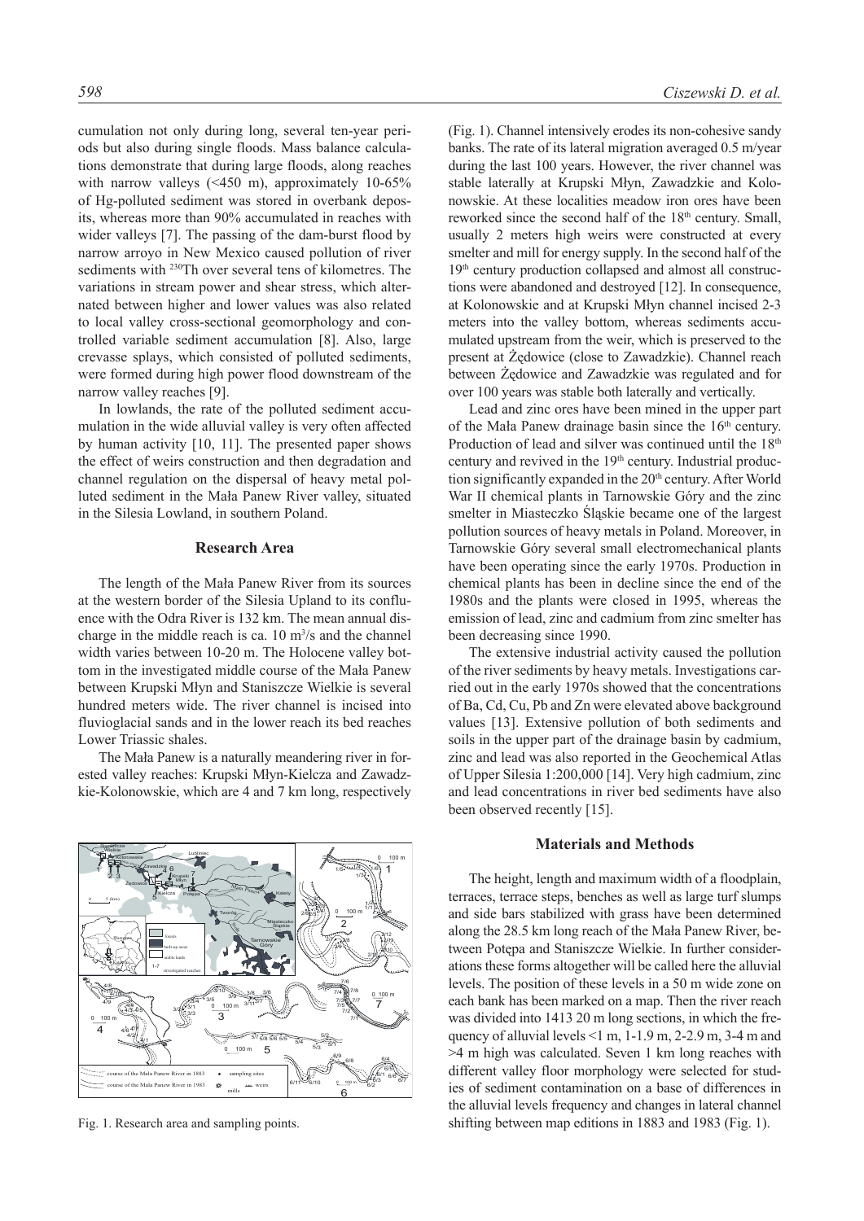cumulation not only during long, several ten-year periods but also during single floods. Mass balance calculations demonstrate that during large floods, along reaches with narrow valleys (<450 m), approximately 10-65% of Hg-polluted sediment was stored in overbank deposits, whereas more than 90% accumulated in reaches with wider valleys [7]. The passing of the dam-burst flood by narrow arroyo in New Mexico caused pollution of river sediments with $^{230}$Th over several tens of kilometres. The variations in stream power and shear stress, which alternated between higher and lower values was also related to local valley cross-sectional geomorphology and controlled variable sediment accumulation [8]. Also, large crevasse splays, which consisted of polluted sediments, were formed during high power flood downstream of the narrow valley reaches [9].

In lowlands, the rate of the polluted sediment accumulation in the wide alluvial valley is very often affected by human activity [10, 11]. The presented paper shows the effect of weirs construction and then degradation and channel regulation on the dispersal of heavy metal polluted sediment in the Mała Panew River valley, situated in the Silesia Lowland, in southern Poland.

## Research Area

The length of the Mała Panew River from its sources at the western border of the Silesia Upland to its confluence with the Odra River is 132 km. The mean annual discharge in the middle reach is ca. 10 m$^3$/s and the channel width varies between 10-20 m. The Holocene valley bottom in the investigated middle course of the Mała Panew between Krupski Młyn and Staniszcze Wielkie is several hundred meters wide. The river channel is incised into fluvioglacial sands and in the lower reach its bed reaches Lower Triassic shales.

The Mała Panew is a naturally meandering river in forested valley reaches: Krupski Młyn-Kielcza and Zawadzkie-Kolonowskie, which are 4 and 7 km long, respectively (Fig. 1). Channel intensively erodes its non-cohesive sandy banks. The rate of its lateral migration averaged 0.5 m/year during the last 100 years. However, the river channel was stable laterally at Krupski Młyn, Zawadzkie and Kolonowskie. At these localities meadow iron ores have been reworked since the second half of the 18th century. Small, usually 2 meters high weirs were constructed at every smelter and mill for energy supply. In the second half of the 19th century production collapsed and almost all constructions were abandoned and destroyed [12]. In consequence, at Kolonowskie and at Krupski Młyn channel incised 2-3 meters into the valley bottom, whereas sediments accumulated upstream from the weir, which is preserved to the present at Żędowice (close to Zawadzkie). Channel reach between Żędowice and Zawadzkie was regulated and for over 100 years was stable both laterally and vertically.

Lead and zinc ores have been mined in the upper part of the Mała Panew drainage basin since the 16th century. Production of lead and silver was continued until the 18th century and revived in the 19th century. Industrial production significantly expanded in the 20th century. After World War II chemical plants in Tarnowskie Góry and the zinc smelter in Miasteczko Śląskie became one of the largest pollution sources of heavy metals in Poland. Moreover, in Tarnowskie Góry several small electromechanical plants have been operating since the early 1970s. Production in chemical plants has been in decline since the end of the 1980s and the plants were closed in 1995, whereas the emission of lead, zinc and cadmium from zinc smelter has been decreasing since 1990.

The extensive industrial activity caused the pollution of the river sediments by heavy metals. Investigations carried out in the early 1970s showed that the concentrations of Ba, Cd, Cu, Pb and Zn were elevated above background values [13]. Extensive pollution of both sediments and soils in the upper part of the drainage basin by cadmium, zinc and lead was also reported in the Geochemical Atlas of Upper Silesia 1:200,000 [14]. Very high cadmium, zinc and lead concentrations in river bed sediments have also been observed recently [15].

Fig. 1. Research area and sampling points.

## Materials and Methods

The height, length and maximum width of a floodplain, terraces, terrace steps, benches as well as large turf slumps and side bars stabilized with grass have been determined along the 28.5 km long reach of the Mała Panew River, between Potępa and Staniszcze Wielkie. In further considerations these forms altogether will be called here the alluvial levels. The position of these levels in a 50 m wide zone on each bank has been marked on a map. Then the river reach was divided into 1413 20 m long sections, in which the frequency of alluvial levels <1 m, 1-1.9 m, 2-2.9 m, 3-4 m and >4 m high was calculated. Seven 1 km long reaches with different valley floor morphology were selected for studies of sediment contamination on a base of differences in the alluvial levels frequency and changes in lateral channel shifting between map editions in 1883 and 1983 (Fig. 1).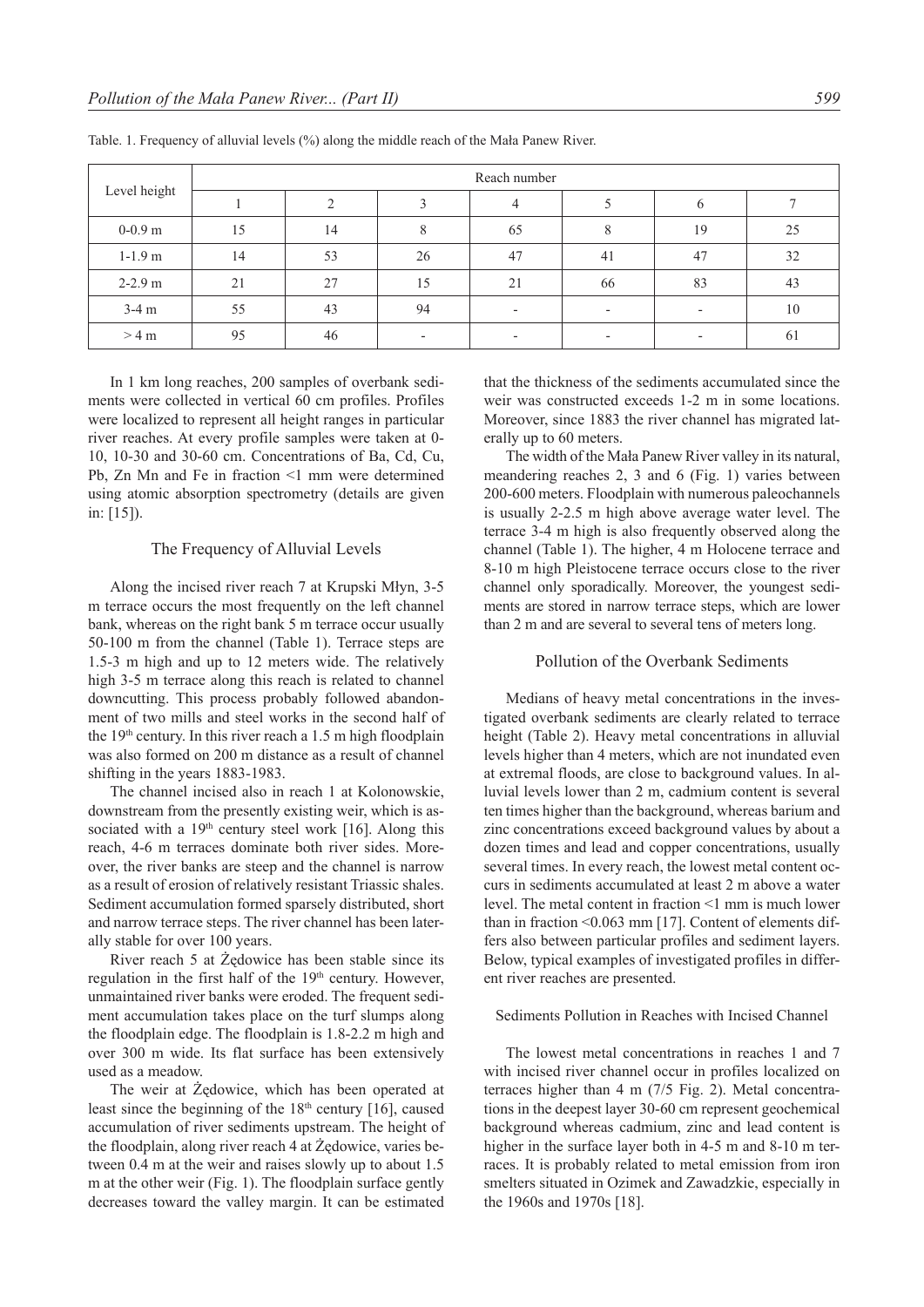Table. 1. Frequency of alluvial levels (%) along the middle reach of the Mała Panew River.

| Level height | Reach number | | | | | | |
|---|---|---|---|---|---|---|---|
| | 1 | 2 | 3 | 4 | 5 | 6 | 7 |
| 0-0.9 m | 15 | 14 | 8 | 65 | 8 | 19 | 25 |
| 1-1.9 m | 14 | 53 | 26 | 47 | 41 | 47 | 32 |
| 2-2.9 m | 21 | 27 | 15 | 21 | 66 | 83 | 43 |
| 3-4 m | 55 | 43 | 94 | - | - | - | 10 |
| > 4 m | 95 | 46 | - | - | - | - | 61 |

In 1 km long reaches, 200 samples of overbank sediments were collected in vertical 60 cm profiles. Profiles were localized to represent all height ranges in particular river reaches. At every profile samples were taken at 0-10, 10-30 and 30-60 cm. Concentrations of Ba, Cd, Cu, Pb, Zn Mn and Fe in fraction <1 mm were determined using atomic absorption spectrometry (details are given in: [15]).

## The Frequency of Alluvial Levels

Along the incised river reach 7 at Krupski Młyn, 3-5 m terrace occurs the most frequently on the left channel bank, whereas on the right bank 5 m terrace occur usually 50-100 m from the channel (Table 1). Terrace steps are 1.5-3 m high and up to 12 meters wide. The relatively high 3-5 m terrace along this reach is related to channel downcutting. This process probably followed abandonment of two mills and steel works in the second half of the 19th century. In this river reach a 1.5 m high floodplain was also formed on 200 m distance as a result of channel shifting in the years 1883-1983.

The channel incised also in reach 1 at Kolonowskie, downstream from the presently existing weir, which is associated with a 19th century steel work [16]. Along this reach, 4-6 m terraces dominate both river sides. Moreover, the river banks are steep and the channel is narrow as a result of erosion of relatively resistant Triassic shales. Sediment accumulation formed sparsely distributed, short and narrow terrace steps. The river channel has been laterally stable for over 100 years.

River reach 5 at Żędowice has been stable since its regulation in the first half of the 19th century. However, unmaintained river banks were eroded. The frequent sediment accumulation takes place on the turf slumps along the floodplain edge. The floodplain is 1.8-2.2 m high and over 300 m wide. Its flat surface has been extensively used as a meadow.

The weir at Żędowice, which has been operated at least since the beginning of the 18th century [16], caused accumulation of river sediments upstream. The height of the floodplain, along river reach 4 at Żędowice, varies between 0.4 m at the weir and raises slowly up to about 1.5 m at the other weir (Fig. 1). The floodplain surface gently decreases toward the valley margin. It can be estimated that the thickness of the sediments accumulated since the weir was constructed exceeds 1-2 m in some locations. Moreover, since 1883 the river channel has migrated laterally up to 60 meters.

The width of the Mała Panew River valley in its natural, meandering reaches 2, 3 and 6 (Fig. 1) varies between 200-600 meters. Floodplain with numerous paleochannels is usually 2-2.5 m high above average water level. The terrace 3-4 m high is also frequently observed along the channel (Table 1). The higher, 4 m Holocene terrace and 8-10 m high Pleistocene terrace occurs close to the river channel only sporadically. Moreover, the youngest sediments are stored in narrow terrace steps, which are lower than 2 m and are several to several tens of meters long.

## Pollution of the Overbank Sediments

Medians of heavy metal concentrations in the investigated overbank sediments are clearly related to terrace height (Table 2). Heavy metal concentrations in alluvial levels higher than 4 meters, which are not inundated even at extremal floods, are close to background values. In alluvial levels lower than 2 m, cadmium content is several ten times higher than the background, whereas barium and zinc concentrations exceed background values by about a dozen times and lead and copper concentrations, usually several times. In every reach, the lowest metal content occurs in sediments accumulated at least 2 m above a water level. The metal content in fraction <1 mm is much lower than in fraction <0.063 mm [17]. Content of elements differs also between particular profiles and sediment layers. Below, typical examples of investigated profiles in different river reaches are presented.

### Sediments Pollution in Reaches with Incised Channel

The lowest metal concentrations in reaches 1 and 7 with incised river channel occur in profiles localized on terraces higher than 4 m (7/5 Fig. 2). Metal concentrations in the deepest layer 30-60 cm represent geochemical background whereas cadmium, zinc and lead content is higher in the surface layer both in 4-5 m and 8-10 m terraces. It is probably related to metal emission from iron smelters situated in Ozimek and Zawadzkie, especially in the 1960s and 1970s [18].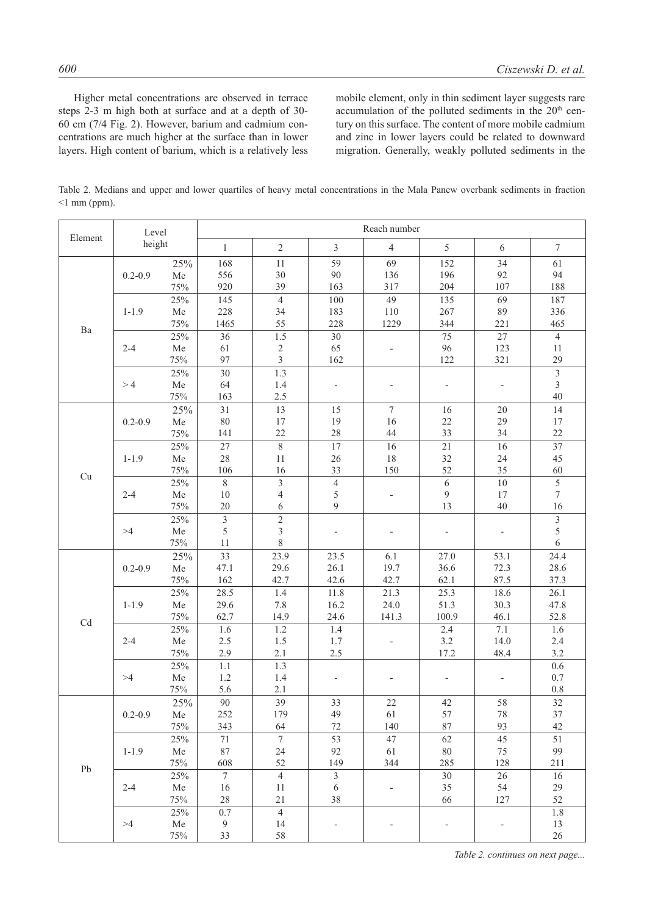Higher metal concentrations are observed in terrace steps 2-3 m high both at surface and at a depth of 30-60 cm (7/4 Fig. 2). However, barium and cadmium concentrations are much higher at the surface than in lower layers. High content of barium, which is a relatively less mobile element, only in thin sediment layer suggests rare accumulation of the polluted sediments in the 20[th] century on this surface. The content of more mobile cadmium and zinc in lower layers could be related to downward migration. Generally, weakly polluted sediments in the

Table 2. Medians and upper and lower quartiles of heavy metal concentrations in the Mała Panew overbank sediments in fraction <1 mm (ppm).

| Element | Level height | | Reach number | | | | | | |
|---|---|---|---|---|---|---|---|---|---|
| | | | 1 | 2 | 3 | 4 | 5 | 6 | 7 |
| Ba | 0.2-0.9 | 25% | 168 | 11 | 59 | 69 | 152 | 34 | 61 |
| | | Me | 556 | 30 | 90 | 136 | 196 | 92 | 94 |
| | | 75% | 920 | 39 | 163 | 317 | 204 | 107 | 188 |
| | 1-1.9 | 25% | 145 | 4 | 100 | 49 | 135 | 69 | 187 |
| | | Me | 228 | 34 | 183 | 110 | 267 | 89 | 336 |
| | | 75% | 1465 | 55 | 228 | 1229 | 344 | 221 | 465 |
| | 2-4 | 25% | 36 | 1.5 | 30 | | 75 | 27 | 4 |
| | | Me | 61 | 2 | 65 | - | 96 | 123 | 11 |
| | | 75% | 97 | 3 | 162 | | 122 | 321 | 29 |
| | > 4 | 25% | 30 | 1.3 | | | | | 3 |
| | | Me | 64 | 1.4 | - | - | - | - | 3 |
| | | 75% | 163 | 2.5 | | | | | 40 |
| Cu | 0.2-0.9 | 25% | 31 | 13 | 15 | 7 | 16 | 20 | 14 |
| | | Me | 80 | 17 | 19 | 16 | 22 | 29 | 17 |
| | | 75% | 141 | 22 | 28 | 44 | 33 | 34 | 22 |
| | 1-1.9 | 25% | 27 | 8 | 17 | 16 | 21 | 16 | 37 |
| | | Me | 28 | 11 | 26 | 18 | 32 | 24 | 45 |
| | | 75% | 106 | 16 | 33 | 150 | 52 | 35 | 60 |
| | 2-4 | 25% | 8 | 3 | 4 | | 6 | 10 | 5 |
| | | Me | 10 | 4 | 5 | - | 9 | 17 | 7 |
| | | 75% | 20 | 6 | 9 | | 13 | 40 | 16 |
| | >4 | 25% | 3 | 2 | | | | | 3 |
| | | Me | 5 | 3 | - | - | - | - | 5 |
| | | 75% | 11 | 8 | | | | | 6 |
| Cd | 0.2-0.9 | 25% | 33 | 23.9 | 23.5 | 6.1 | 27.0 | 53.1 | 24.4 |
| | | Me | 47.1 | 29.6 | 26.1 | 19.7 | 36.6 | 72.3 | 28.6 |
| | | 75% | 162 | 42.7 | 42.6 | 42.7 | 62.1 | 87.5 | 37.3 |
| | 1-1.9 | 25% | 28.5 | 1.4 | 11.8 | 21.3 | 25.3 | 18.6 | 26.1 |
| | | Me | 29.6 | 7.8 | 16.2 | 24.0 | 51.3 | 30.3 | 47.8 |
| | | 75% | 62.7 | 14.9 | 24.6 | 141.3 | 100.9 | 46.1 | 52.8 |
| | 2-4 | 25% | 1.6 | 1.2 | 1.4 | | 2.4 | 7.1 | 1.6 |
| | | Me | 2.5 | 1.5 | 1.7 | - | 3.2 | 14.0 | 2.4 |
| | | 75% | 2.9 | 2.1 | 2.5 | | 17.2 | 48.4 | 3.2 |
| | >4 | 25% | 1.1 | 1.3 | | | | | 0.6 |
| | | Me | 1.2 | 1.4 | - | - | - | - | 0.7 |
| | | 75% | 5.6 | 2.1 | | | | | 0.8 |
| Pb | 0.2-0.9 | 25% | 90 | 39 | 33 | 22 | 42 | 58 | 32 |
| | | Me | 252 | 179 | 49 | 61 | 57 | 78 | 37 |
| | | 75% | 343 | 64 | 72 | 140 | 87 | 93 | 42 |
| | 1-1.9 | 25% | 71 | 7 | 53 | 47 | 62 | 45 | 51 |
| | | Me | 87 | 24 | 92 | 61 | 80 | 75 | 99 |
| | | 75% | 608 | 52 | 149 | 344 | 285 | 128 | 211 |
| | 2-4 | 25% | 7 | 4 | 3 | | 30 | 26 | 16 |
| | | Me | 16 | 11 | 6 | - | 35 | 54 | 29 |
| | | 75% | 28 | 21 | 38 | | 66 | 127 | 52 |
| | >4 | 25% | 0.7 | 4 | | | | | 1.8 |
| | | Me | 9 | 14 | - | - | - | - | 13 |
| | | 75% | 33 | 58 | | | | | 26 |

*Table 2. continues on next page...*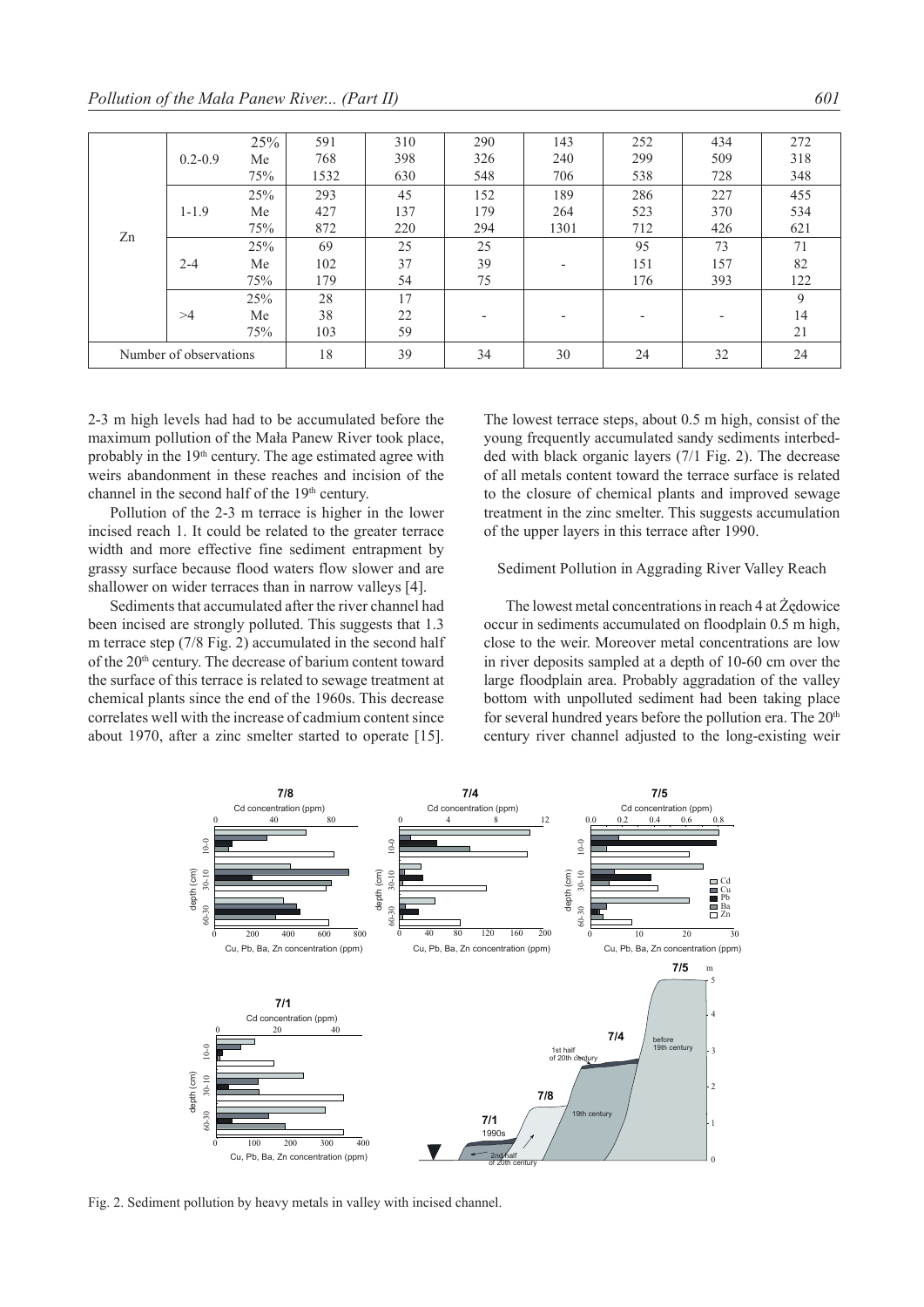| | | | | | | | | | |
|---|---|---|---|---|---|---|---|---|---|
| Zn | 0.2-0.9 | 25% | 591 | 310 | 290 | 143 | 252 | 434 | 272 |
| | | Me | 768 | 398 | 326 | 240 | 299 | 509 | 318 |
| | | 75% | 1532 | 630 | 548 | 706 | 538 | 728 | 348 |
| | 1-1.9 | 25% | 293 | 45 | 152 | 189 | 286 | 227 | 455 |
| | | Me | 427 | 137 | 179 | 264 | 523 | 370 | 534 |
| | | 75% | 872 | 220 | 294 | 1301 | 712 | 426 | 621 |
| | 2-4 | 25% | 69 | 25 | 25 | | 95 | 73 | 71 |
| | | Me | 102 | 37 | 39 | - | 151 | 157 | 82 |
| | | 75% | 179 | 54 | 75 | | 176 | 393 | 122 |
| | >4 | 25% | 28 | 17 | | | | | 9 |
| | | Me | 38 | 22 | - | - | - | - | 14 |
| | | 75% | 103 | 59 | | | | | 21 |
| Number of observations | | | 18 | 39 | 34 | 30 | 24 | 32 | 24 |

2-3 m high levels had had to be accumulated before the maximum pollution of the Mała Panew River took place, probably in the 19th century. The age estimated agree with weirs abandonment in these reaches and incision of the channel in the second half of the 19th century.

Pollution of the 2-3 m terrace is higher in the lower incised reach 1. It could be related to the greater terrace width and more effective fine sediment entrapment by grassy surface because flood waters flow slower and are shallower on wider terraces than in narrow valleys [4].

Sediments that accumulated after the river channel had been incised are strongly polluted. This suggests that 1.3 m terrace step (7/8 Fig. 2) accumulated in the second half of the 20th century. The decrease of barium content toward the surface of this terrace is related to sewage treatment at chemical plants since the end of the 1960s. This decrease correlates well with the increase of cadmium content since about 1970, after a zinc smelter started to operate [15].

The lowest terrace steps, about 0.5 m high, consist of the young frequently accumulated sandy sediments interbedded with black organic layers (7/1 Fig. 2). The decrease of all metals content toward the terrace surface is related to the closure of chemical plants and improved sewage treatment in the zinc smelter. This suggests accumulation of the upper layers in this terrace after 1990.

## Sediment Pollution in Aggrading River Valley Reach

The lowest metal concentrations in reach 4 at Żędowice occur in sediments accumulated on floodplain 0.5 m high, close to the weir. Moreover metal concentrations are low in river deposits sampled at a depth of 10-60 cm over the large floodplain area. Probably aggradation of the valley bottom with unpolluted sediment had been taking place for several hundred years before the pollution era. The 20th century river channel adjusted to the long-existing weir

Fig. 2. Sediment pollution by heavy metals in valley with incised channel.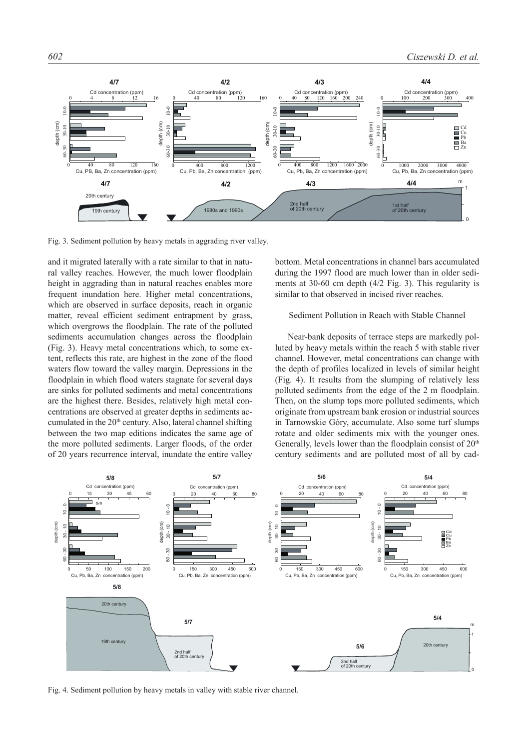Fig. 3. Sediment pollution by heavy metals in aggrading river valley.

and it migrated laterally with a rate similar to that in natural valley reaches. However, the much lower floodplain height in aggrading than in natural reaches enables more frequent inundation here. Higher metal concentrations, which are observed in surface deposits, reach in organic matter, reveal efficient sediment entrapment by grass, which overgrows the floodplain. The rate of the polluted sediments accumulation changes across the floodplain (Fig. 3). Heavy metal concentrations which, to some extent, reflects this rate, are highest in the zone of the flood waters flow toward the valley margin. Depressions in the floodplain in which flood waters stagnate for several days are sinks for polluted sediments and metal concentrations are the highest there. Besides, relatively high metal concentrations are observed at greater depths in sediments accumulated in the 20[th] century. Also, lateral channel shifting between the two map editions indicates the same age of the more polluted sediments. Larger floods, of the order of 20 years recurrence interval, inundate the entire valley bottom. Metal concentrations in channel bars accumulated during the 1997 flood are much lower than in older sediments at 30-60 cm depth (4/2 Fig. 3). This regularity is similar to that observed in incised river reaches.

## Sediment Pollution in Reach with Stable Channel

Near-bank deposits of terrace steps are markedly polluted by heavy metals within the reach 5 with stable river channel. However, metal concentrations can change with the depth of profiles localized in levels of similar height (Fig. 4). It results from the slumping of relatively less polluted sediments from the edge of the 2 m floodplain. Then, on the slump tops more polluted sediments, which originate from upstream bank erosion or industrial sources in Tarnowskie Góry, accumulate. Also some turf slumps rotate and older sediments mix with the younger ones. Generally, levels lower than the floodplain consist of 20[th] century sediments and are polluted most of all by cad-

Fig. 4. Sediment pollution by heavy metals in valley with stable river channel.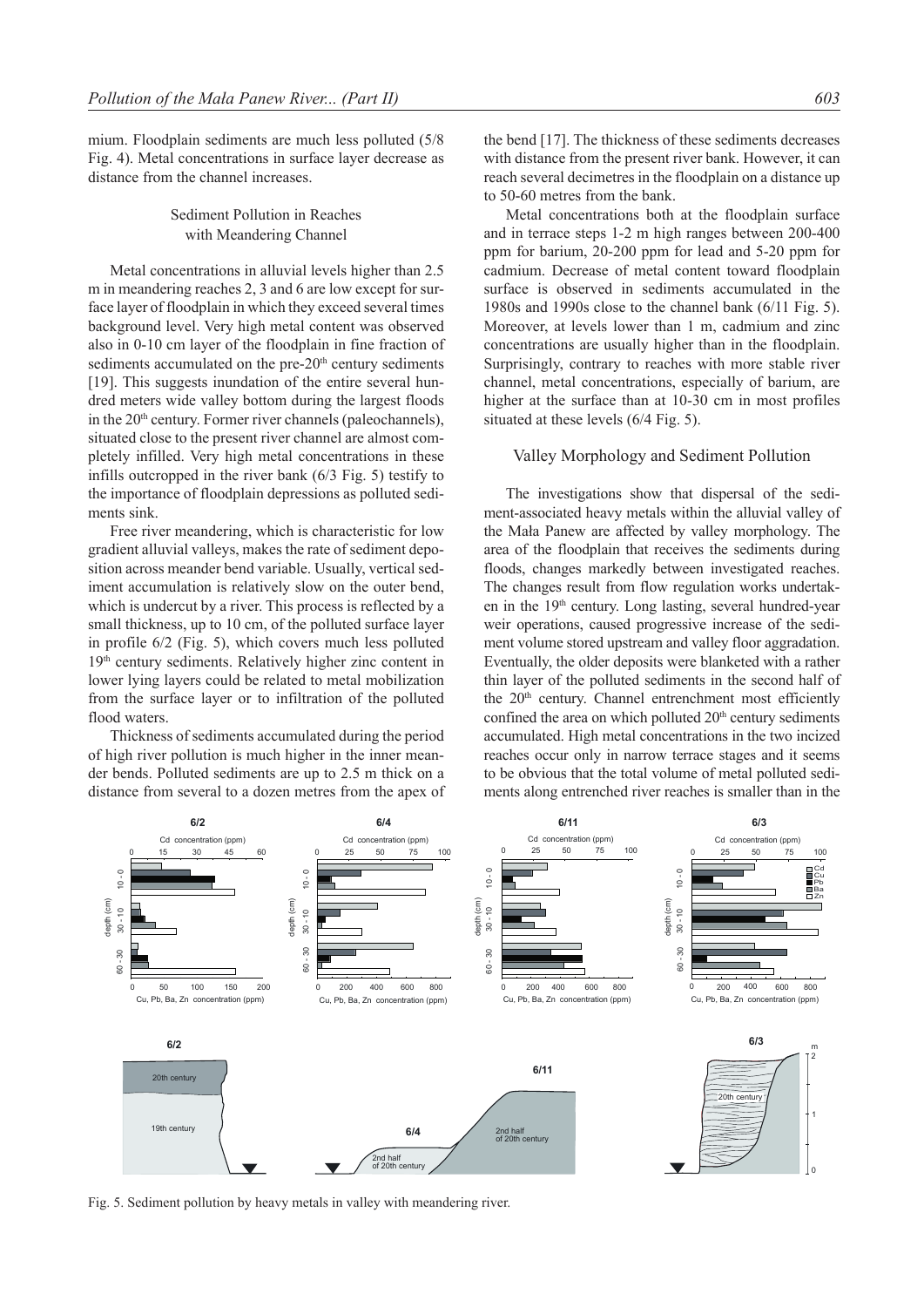mium. Floodplain sediments are much less polluted (5/8 Fig. 4). Metal concentrations in surface layer decrease as distance from the channel increases.

### Sediment Pollution in Reaches with Meandering Channel

Metal concentrations in alluvial levels higher than 2.5 m in meandering reaches 2, 3 and 6 are low except for surface layer of floodplain in which they exceed several times background level. Very high metal content was observed also in 0-10 cm layer of the floodplain in fine fraction of sediments accumulated on the pre-20$^{th}$ century sediments [19]. This suggests inundation of the entire several hundred meters wide valley bottom during the largest floods in the 20$^{th}$ century. Former river channels (paleochannels), situated close to the present river channel are almost completely infilled. Very high metal concentrations in these infills outcropped in the river bank (6/3 Fig. 5) testify to the importance of floodplain depressions as polluted sediments sink.

Free river meandering, which is characteristic for low gradient alluvial valleys, makes the rate of sediment deposition across meander bend variable. Usually, vertical sediment accumulation is relatively slow on the outer bend, which is undercut by a river. This process is reflected by a small thickness, up to 10 cm, of the polluted surface layer in profile 6/2 (Fig. 5), which covers much less polluted 19$^{th}$ century sediments. Relatively higher zinc content in lower lying layers could be related to metal mobilization from the surface layer or to infiltration of the polluted flood waters.

Thickness of sediments accumulated during the period of high river pollution is much higher in the inner meander bends. Polluted sediments are up to 2.5 m thick on a distance from several to a dozen metres from the apex of the bend [17]. The thickness of these sediments decreases with distance from the present river bank. However, it can reach several decimetres in the floodplain on a distance up to 50-60 metres from the bank.

Metal concentrations both at the floodplain surface and in terrace steps 1-2 m high ranges between 200-400 ppm for barium, 20-200 ppm for lead and 5-20 ppm for cadmium. Decrease of metal content toward floodplain surface is observed in sediments accumulated in the 1980s and 1990s close to the channel bank (6/11 Fig. 5). Moreover, at levels lower than 1 m, cadmium and zinc concentrations are usually higher than in the floodplain. Surprisingly, contrary to reaches with more stable river channel, metal concentrations, especially of barium, are higher at the surface than at 10-30 cm in most profiles situated at these levels (6/4 Fig. 5).

### Valley Morphology and Sediment Pollution

The investigations show that dispersal of the sediment-associated heavy metals within the alluvial valley of the Mała Panew are affected by valley morphology. The area of the floodplain that receives the sediments during floods, changes markedly between investigated reaches. The changes result from flow regulation works undertaken in the 19$^{th}$ century. Long lasting, several hundred-year weir operations, caused progressive increase of the sediment volume stored upstream and valley floor aggradation. Eventually, the older deposits were blanketed with a rather thin layer of the polluted sediments in the second half of the 20$^{th}$ century. Channel entrenchment most efficiently confined the area on which polluted 20$^{th}$ century sediments accumulated. High metal concentrations in the two incized reaches occur only in narrow terrace stages and it seems to be obvious that the total volume of metal polluted sediments along entrenched river reaches is smaller than in the

Fig. 5. Sediment pollution by heavy metals in valley with meandering river.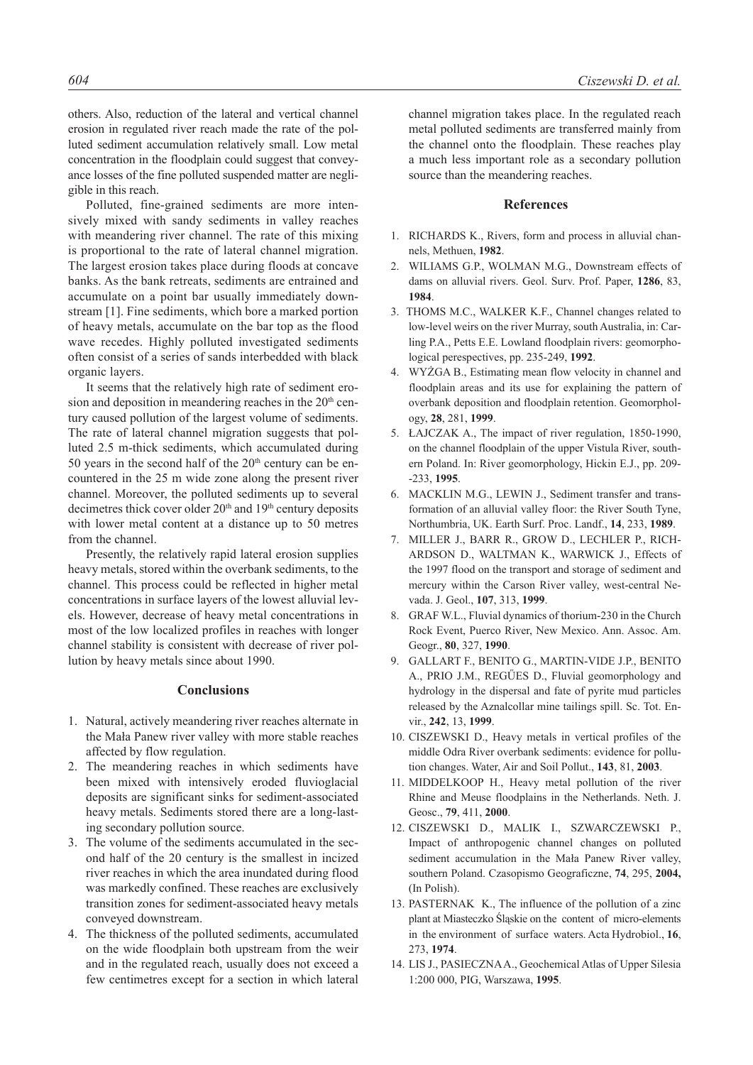others. Also, reduction of the lateral and vertical channel erosion in regulated river reach made the rate of the polluted sediment accumulation relatively small. Low metal concentration in the floodplain could suggest that conveyance losses of the fine polluted suspended matter are negligible in this reach.

Polluted, fine-grained sediments are more intensively mixed with sandy sediments in valley reaches with meandering river channel. The rate of this mixing is proportional to the rate of lateral channel migration. The largest erosion takes place during floods at concave banks. As the bank retreats, sediments are entrained and accumulate on a point bar usually immediately downstream [1]. Fine sediments, which bore a marked portion of heavy metals, accumulate on the bar top as the flood wave recedes. Highly polluted investigated sediments often consist of a series of sands interbedded with black organic layers.

It seems that the relatively high rate of sediment erosion and deposition in meandering reaches in the 20$^{th}$ century caused pollution of the largest volume of sediments. The rate of lateral channel migration suggests that polluted 2.5 m-thick sediments, which accumulated during 50 years in the second half of the 20$^{th}$ century can be encountered in the 25 m wide zone along the present river channel. Moreover, the polluted sediments up to several decimetres thick cover older 20$^{th}$ and 19$^{th}$ century deposits with lower metal content at a distance up to 50 metres from the channel.

Presently, the relatively rapid lateral erosion supplies heavy metals, stored within the overbank sediments, to the channel. This process could be reflected in higher metal concentrations in surface layers of the lowest alluvial levels. However, decrease of heavy metal concentrations in most of the low localized profiles in reaches with longer channel stability is consistent with decrease of river pollution by heavy metals since about 1990.

## Conclusions

1. Natural, actively meandering river reaches alternate in the Mała Panew river valley with more stable reaches affected by flow regulation.
2. The meandering reaches in which sediments have been mixed with intensively eroded fluvioglacial deposits are significant sinks for sediment-associated heavy metals. Sediments stored there are a long-lasting secondary pollution source.
3. The volume of the sediments accumulated in the second half of the 20 century is the smallest in incized river reaches in which the area inundated during flood was markedly confined. These reaches are exclusively transition zones for sediment-associated heavy metals conveyed downstream.
4. The thickness of the polluted sediments, accumulated on the wide floodplain both upstream from the weir and in the regulated reach, usually does not exceed a few centimetres except for a section in which lateral channel migration takes place. In the regulated reach metal polluted sediments are transferred mainly from the channel onto the floodplain. These reaches play a much less important role as a secondary pollution source than the meandering reaches.

## References

1. RICHARDS K., Rivers, form and process in alluvial channels, Methuen, **1982**.
2. WILIAMS G.P., WOLMAN M.G., Downstream effects of dams on alluvial rivers. Geol. Surv. Prof. Paper, **1286**, 83, **1984**.
3. THOMS M.C., WALKER K.F., Channel changes related to low-level weirs on the river Murray, south Australia, in: Carling P.A., Petts E.E. Lowland floodplain rivers: geomorphological perespectives, pp. 235-249, **1992**.
4. WYŻGA B., Estimating mean flow velocity in channel and floodplain areas and its use for explaining the pattern of overbank deposition and floodplain retention. Geomorphology, **28**, 281, **1999**.
5. ŁAJCZAK A., The impact of river regulation, 1850-1990, on the channel floodplain of the upper Vistula River, southern Poland. In: River geomorphology, Hickin E.J., pp. 209-233, **1995**.
6. MACKLIN M.G., LEWIN J., Sediment transfer and transformation of an alluvial valley floor: the River South Tyne, Northumbria, UK. Earth Surf. Proc. Landf., **14**, 233, **1989**.
7. MILLER J., BARR R., GROW D., LECHLER P., RICHARDSON D., WALTMAN K., WARWICK J., Effects of the 1997 flood on the transport and storage of sediment and mercury within the Carson River valley, west-central Nevada. J. Geol., **107**, 313, **1999**.
8. GRAF W.L., Fluvial dynamics of thorium-230 in the Church Rock Event, Puerco River, New Mexico. Ann. Assoc. Am. Geogr., **80**, 327, **1990**.
9. GALLART F., BENITO G., MARTIN-VIDE J.P., BENITO A., PRIO J.M., REGŰES D., Fluvial geomorphology and hydrology in the dispersal and fate of pyrite mud particles released by the Aznalcollar mine tailings spill. Sc. Tot. Envir., **242**, 13, **1999**.
10. CISZEWSKI D., Heavy metals in vertical profiles of the middle Odra River overbank sediments: evidence for pollution changes. Water, Air and Soil Pollut., **143**, 81, **2003**.
11. MIDDELKOOP H., Heavy metal pollution of the river Rhine and Meuse floodplains in the Netherlands. Neth. J. Geosc., **79**, 411, **2000**.
12. CISZEWSKI D., MALIK I., SZWARCZEWSKI P., Impact of anthropogenic channel changes on polluted sediment accumulation in the Mała Panew River valley, southern Poland. Czasopismo Geograficzne, **74**, 295, **2004,** (In Polish).
13. PASTERNAK K., The influence of the pollution of a zinc plant at Miasteczko Śląskie on the content of micro-elements in the environment of surface waters. Acta Hydrobiol., **16**, 273, **1974**.
14. LIS J., PASIECZNA A., Geochemical Atlas of Upper Silesia 1:200 000, PIG, Warszawa, **1995**.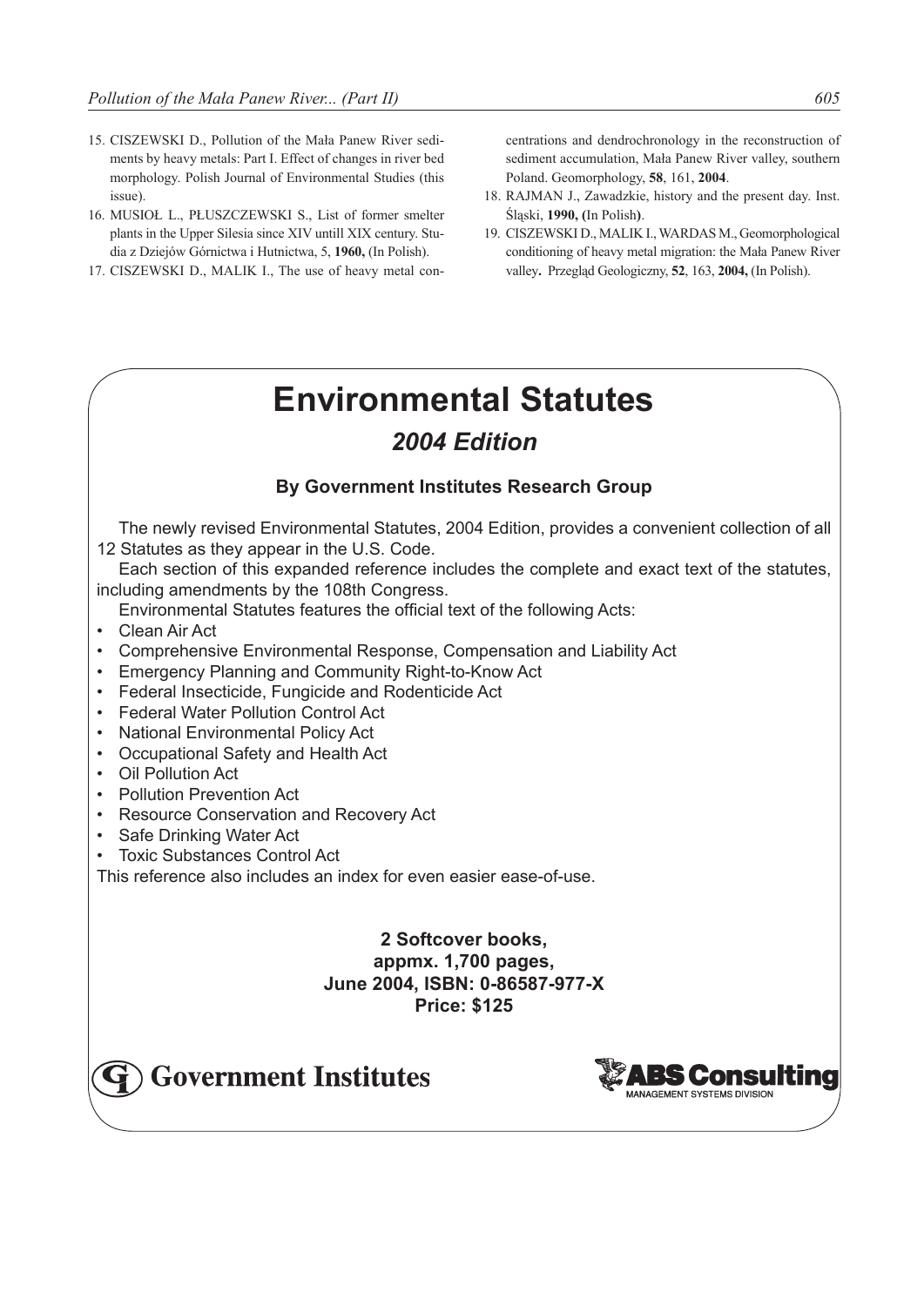15. CISZEWSKI D., Pollution of the Mała Panew River sediments by heavy metals: Part I. Effect of changes in river bed morphology. Polish Journal of Environmental Studies (this issue).
16. MUSIOŁ L., PŁUSZCZEWSKI S., List of former smelter plants in the Upper Silesia since XIV untill XIX century. Studia z Dziejów Górnictwa i Hutnictwa, 5, **1960,** (In Polish).
17. CISZEWSKI D., MALIK I., The use of heavy metal concentrations and dendrochronology in the reconstruction of sediment accumulation, Mała Panew River valley, southern Poland. Geomorphology, **58**, 161, **2004**.
18. RAJMAN J., Zawadzkie, history and the present day. Inst. Śląski, **1990, (**In Polish**)**.
19. CISZEWSKI D., MALIK I., WARDAS M., Geomorphological conditioning of heavy metal migration: the Mała Panew River valley**.** Przegląd Geologiczny, **52**, 163, **2004,** (In Polish).

# Environmental Statutes

## *2004 Edition*

### By Government Institutes Research Group

The newly revised Environmental Statutes, 2004 Edition, provides a convenient collection of all 12 Statutes as they appear in the U.S. Code.

Each section of this expanded reference includes the complete and exact text of the statutes, including amendments by the 108th Congress.

Environmental Statutes features the official text of the following Acts:

- Clean Air Act
- Comprehensive Environmental Response, Compensation and Liability Act
- Emergency Planning and Community Right-to-Know Act
- Federal Insecticide, Fungicide and Rodenticide Act
- Federal Water Pollution Control Act
- National Environmental Policy Act
- Occupational Safety and Health Act
- Oil Pollution Act
- Pollution Prevention Act
- Resource Conservation and Recovery Act
- Safe Drinking Water Act
- Toxic Substances Control Act

This reference also includes an index for even easier ease-of-use.

**2 Softcover books,**
**appmx. 1,700 pages,**
**June 2004, ISBN: 0-86587-977-X**
**Price: $125**

**Government Institutes**

**ABS Consulting**
MANAGEMENT SYSTEMS DIVISION